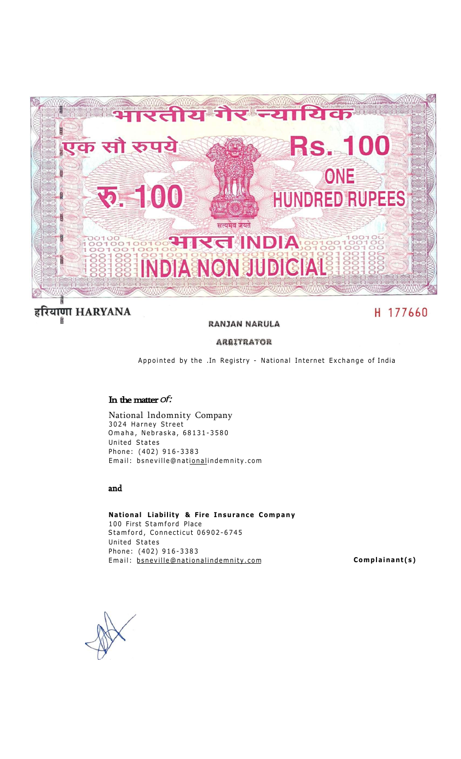भारतीय गैर न्यायिक

एक सौ रुपये

Rs. 100

ONE HUNDRED RUPEES

रु. 100

सत्यमेव जयते

भारत INDIA

INDIA NON JUDICIAL

हरियाणा HARYANA

H 177660

RANJAN NARULA

ARBITRATOR

Appointed by the .In Registry - National Internet Exchange of India

In the matter *of:*

National Indomnity Company
3024 Harney Street
Omaha, Nebraska, 68131-3580
United States
Phone: (402) 916-3383
Email: bsneville@nationalindemnity.com

and

**National Liability & Fire Insurance Company**
100 First Stamford Place
Stamford, Connecticut 06902-6745
United States
Phone: (402) 916-3383
Email: bsneville@nationalindemnity.com

**Complainant(s)**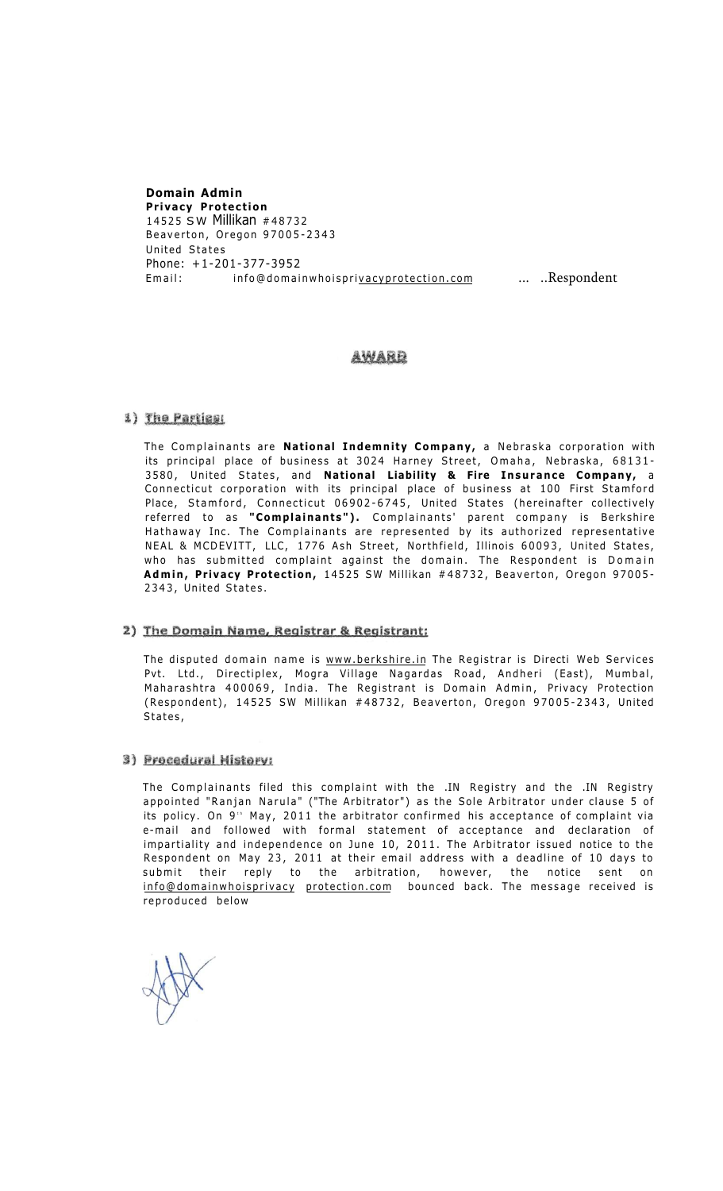**Domain Admin**
**Privacy Protection**
14525 SW Millikan #48732
Beaverton, Oregon 97005-2343
United States
Phone: +1-201-377-3952
Email: info@domainwhoisprivacyprotection.com ... ..Respondent

## AWARD

### 1) The Parties:

The Complainants are **National Indemnity Company,** a Nebraska corporation with its principal place of business at 3024 Harney Street, Omaha, Nebraska, 68131-3580, United States, and **National Liability & Fire Insurance Company,** a Connecticut corporation with its principal place of business at 100 First Stamford Place, Stamford, Connecticut 06902-6745, United States (hereinafter collectively referred to as **"Complainants").** Complainants' parent company is Berkshire Hathaway Inc. The Complainants are represented by its authorized representative NEAL & MCDEVITT, LLC, 1776 Ash Street, Northfield, Illinois 60093, United States, who has submitted complaint against the domain. The Respondent is **Domain Admin, Privacy Protection,** 14525 SW Millikan #48732, Beaverton, Oregon 97005-2343, United States.

### 2) The Domain Name, Registrar & Registrant:

The disputed domain name is www.berkshire.in The Registrar is Directi Web Services Pvt. Ltd., Directiplex, Mogra Village Nagardas Road, Andheri (East), Mumbal, Maharashtra 400069, India. The Registrant is Domain Admin, Privacy Protection (Respondent), 14525 SW Millikan #48732, Beaverton, Oregon 97005-2343, United States,

### 3) Procedural History:

The Complainants filed this complaint with the .IN Registry and the .IN Registry appointed "Ranjan Narula" ("The Arbitrator") as the Sole Arbitrator under clause 5 of its policy. On 9th May, 2011 the arbitrator confirmed his acceptance of complaint via e-mail and followed with formal statement of acceptance and declaration of impartiality and independence on June 10, 2011. The Arbitrator issued notice to the Respondent on May 23, 2011 at their email address with a deadline of 10 days to submit their reply to the arbitration, however, the notice sent on info@domainwhoisprivacy protection.com bounced back. The message received is reproduced below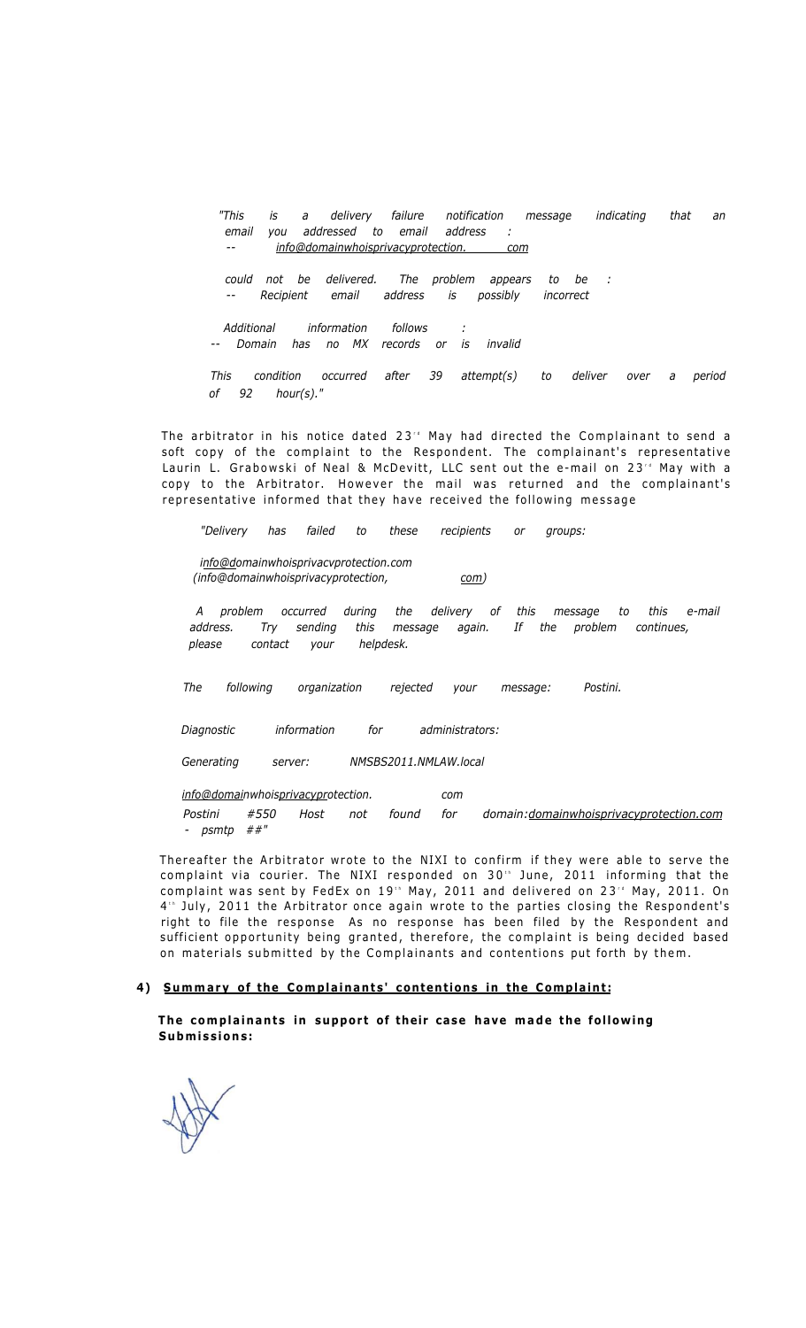*"This is a delivery failure notification message indicating that an email you addressed to email address :*
*-- info@domainwhoisprivacyprotection. com*

*could not be delivered. The problem appears to be :*
*-- Recipient email address is possibly incorrect*

*Additional information follows :*
*-- Domain has no MX records or is invalid*

*This condition occurred after 39 attempt(s) to deliver over a period of 92 hour(s)."*

The arbitrator in his notice dated 23rd May had directed the Complainant to send a soft copy of the complaint to the Respondent. The complainant's representative Laurin L. Grabowski of Neal & McDevitt, LLC sent out the e-mail on 23rd May with a copy to the Arbitrator. However the mail was returned and the complainant's representative informed that they have received the following message

*"Delivery has failed to these recipients or groups:*

*info@domainwhoisprivacvprotection.com*
*(info@domainwhoisprivacyprotection, com)*

*A problem occurred during the delivery of this message to this e-mail address. Try sending this message again. If the problem continues, please contact your helpdesk.*

*The following organization rejected your message: Postini.*

*Diagnostic information for administrators:*

*Generating server: NMSBS2011.NMLAW.local*

*info@domainwhoisprivacyprotection. com*
*Postini #550 Host not found for domain:domainwhoisprivacyprotection.com - psmtp ##"*

Thereafter the Arbitrator wrote to the NIXI to confirm if they were able to serve the complaint via courier. The NIXI responded on 30th June, 2011 informing that the complaint was sent by FedEx on 19th May, 2011 and delivered on 23rd May, 2011. On 4th July, 2011 the Arbitrator once again wrote to the parties closing the Respondent's right to file the response As no response has been filed by the Respondent and sufficient opportunity being granted, therefore, the complaint is being decided based on materials submitted by the Complainants and contentions put forth by them.

**4) Summary of the Complainants' contentions in the Complaint:**

**The complainants in support of their case have made the following Submissions:**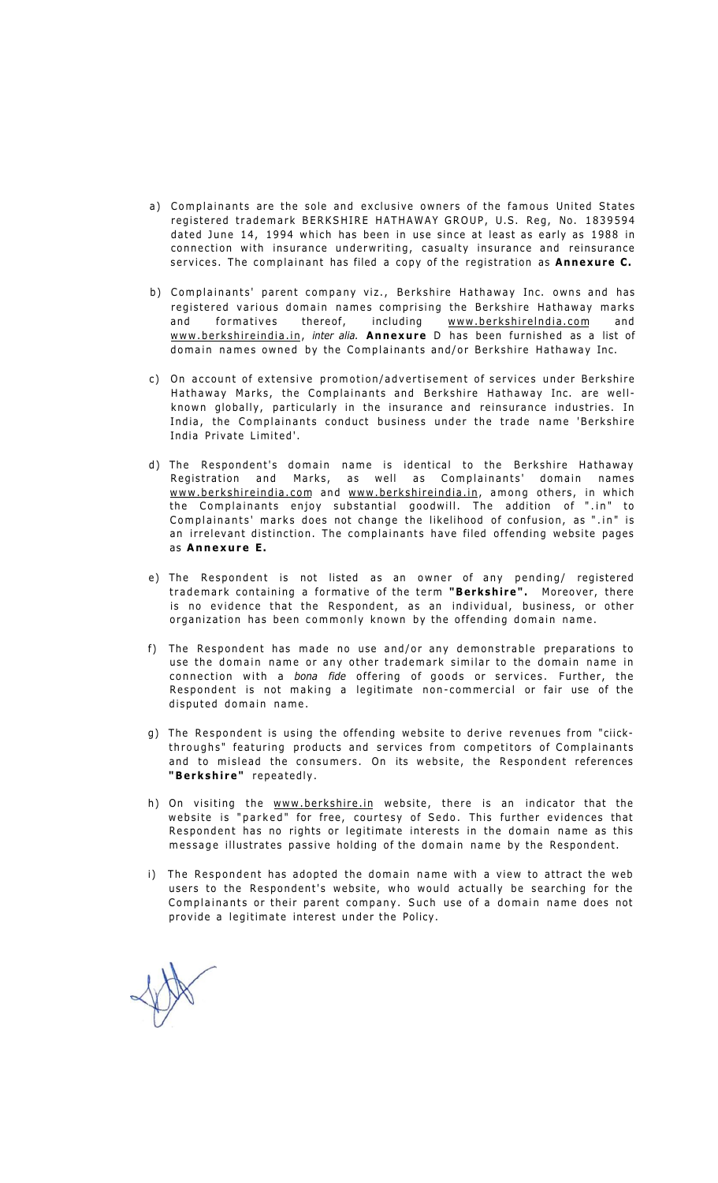a) Complainants are the sole and exclusive owners of the famous United States registered trademark BERKSHIRE HATHAWAY GROUP, U.S. Reg, No. 1839594 dated June 14, 1994 which has been in use since at least as early as 1988 in connection with insurance underwriting, casualty insurance and reinsurance services. The complainant has filed a copy of the registration as **Annexure C.**

b) Complainants' parent company viz., Berkshire Hathaway Inc. owns and has registered various domain names comprising the Berkshire Hathaway marks and formatives thereof, including www.berkshirelndia.com and www.berkshireindia.in, *inter alia.* **Annexure** D has been furnished as a list of domain names owned by the Complainants and/or Berkshire Hathaway Inc.

c) On account of extensive promotion/advertisement of services under Berkshire Hathaway Marks, the Complainants and Berkshire Hathaway Inc. are well-known globally, particularly in the insurance and reinsurance industries. In India, the Complainants conduct business under the trade name 'Berkshire India Private Limited'.

d) The Respondent's domain name is identical to the Berkshire Hathaway Registration and Marks, as well as Complainants' domain names www.berkshireindia.com and www.berkshireindia.in, among others, in which the Complainants enjoy substantial goodwill. The addition of ".in" to Complainants' marks does not change the likelihood of confusion, as ".in" is an irrelevant distinction. The complainants have filed offending website pages as **Annexure E.**

e) The Respondent is not listed as an owner of any pending/ registered trademark containing a formative of the term **"Berkshire".** Moreover, there is no evidence that the Respondent, as an individual, business, or other organization has been commonly known by the offending domain name.

f) The Respondent has made no use and/or any demonstrable preparations to use the domain name or any other trademark similar to the domain name in connection with a *bona fide* offering of goods or services. Further, the Respondent is not making a legitimate non-commercial or fair use of the disputed domain name.

g) The Respondent is using the offending website to derive revenues from "ciick-throughs" featuring products and services from competitors of Complainants and to mislead the consumers. On its website, the Respondent references **"Berkshire"** repeatedly.

h) On visiting the www.berkshire.in website, there is an indicator that the website is "parked" for free, courtesy of Sedo. This further evidences that Respondent has no rights or legitimate interests in the domain name as this message illustrates passive holding of the domain name by the Respondent.

i) The Respondent has adopted the domain name with a view to attract the web users to the Respondent's website, who would actually be searching for the Complainants or their parent company. Such use of a domain name does not provide a legitimate interest under the Policy.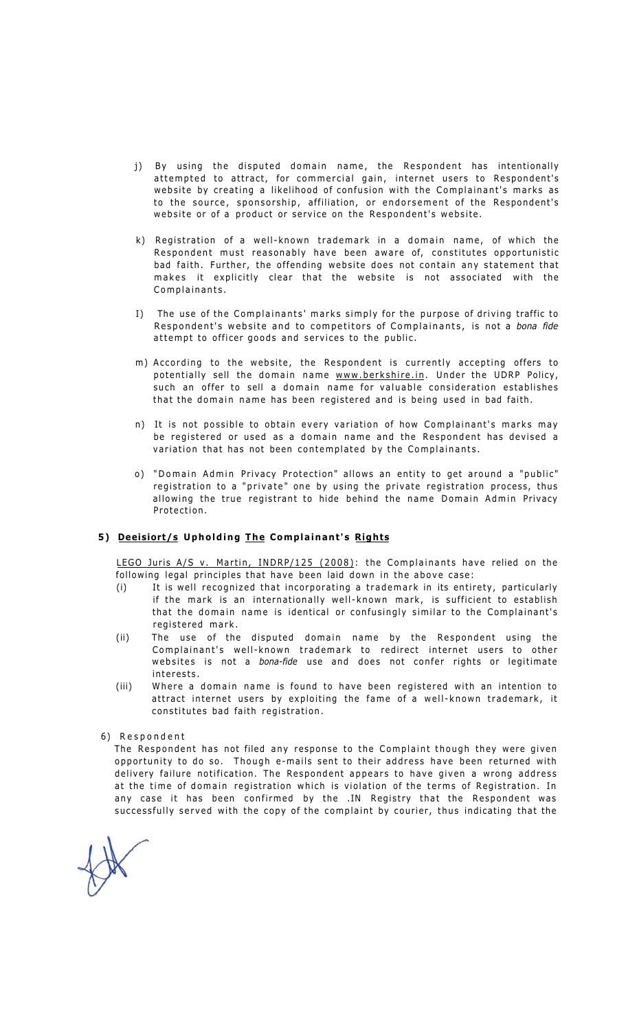j) By using the disputed domain name, the Respondent has intentionally attempted to attract, for commercial gain, internet users to Respondent's website by creating a likelihood of confusion with the Complainant's marks as to the source, sponsorship, affiliation, or endorsement of the Respondent's website or of a product or service on the Respondent's website.

k) Registration of a well-known trademark in a domain name, of which the Respondent must reasonably have been aware of, constitutes opportunistic bad faith. Further, the offending website does not contain any statement that makes it explicitly clear that the website is not associated with the Complainants.

I) The use of the Complainants' marks simply for the purpose of driving traffic to Respondent's website and to competitors of Complainants, is not a *bona fide* attempt to officer goods and services to the public.

m) According to the website, the Respondent is currently accepting offers to potentially sell the domain name www.berkshire.in. Under the UDRP Policy, such an offer to sell a domain name for valuable consideration establishes that the domain name has been registered and is being used in bad faith.

n) It is not possible to obtain every variation of how Complainant's marks may be registered or used as a domain name and the Respondent has devised a variation that has not been contemplated by the Complainants.

o) "Domain Admin Privacy Protection" allows an entity to get around a "public" registration to a "private" one by using the private registration process, thus allowing the true registrant to hide behind the name Domain Admin Privacy Protection.

**5) Deeisiort/s Upholding The Complainant's Rights**

LEGO Juris A/S v. Martin, INDRP/125 (2008): the Complainants have relied on the following legal principles that have been laid down in the above case:

(i) It is well recognized that incorporating a trademark in its entirety, particularly if the mark is an internationally well-known mark, is sufficient to establish that the domain name is identical or confusingly similar to the Complainant's registered mark.

(ii) The use of the disputed domain name by the Respondent using the Complainant's well-known trademark to redirect internet users to other websites is not a *bona-fide* use and does not confer rights or legitimate interests.

(iii) Where a domain name is found to have been registered with an intention to attract internet users by exploiting the fame of a well-known trademark, it constitutes bad faith registration.

6) Respondent

The Respondent has not filed any response to the Complaint though they were given opportunity to do so. Though e-mails sent to their address have been returned with delivery failure notification. The Respondent appears to have given a wrong address at the time of domain registration which is violation of the terms of Registration. In any case it has been confirmed by the .IN Registry that the Respondent was successfully served with the copy of the complaint by courier, thus indicating that the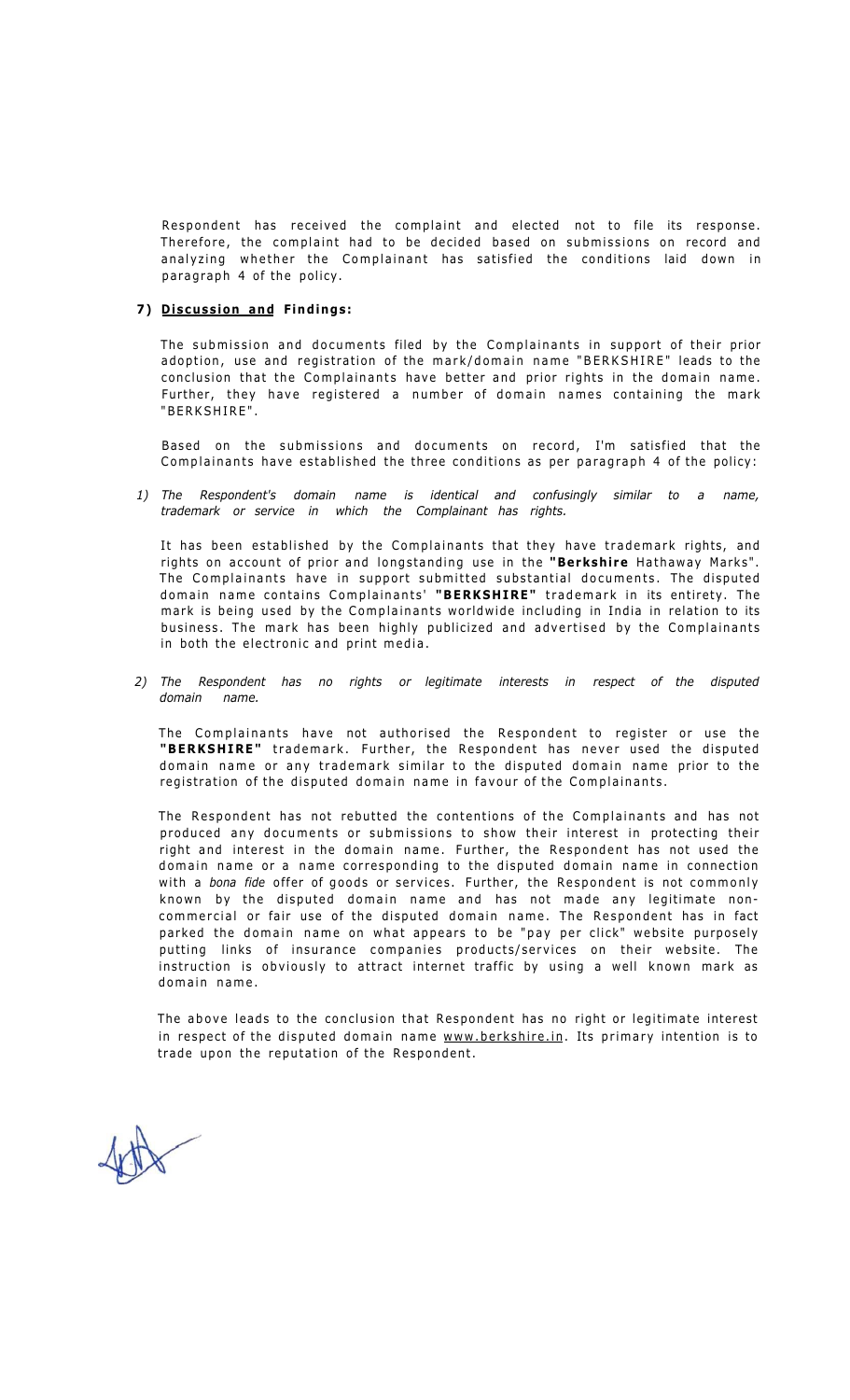Respondent has received the complaint and elected not to file its response. Therefore, the complaint had to be decided based on submissions on record and analyzing whether the Complainant has satisfied the conditions laid down in paragraph 4 of the policy.

**7) Discussion and Findings:**

The submission and documents filed by the Complainants in support of their prior adoption, use and registration of the mark/domain name "BERKSHIRE" leads to the conclusion that the Complainants have better and prior rights in the domain name. Further, they have registered a number of domain names containing the mark "BERKSHIRE".

Based on the submissions and documents on record, I'm satisfied that the Complainants have established the three conditions as per paragraph 4 of the policy:

1) *The Respondent's domain name is identical and confusingly similar to a name, trademark or service in which the Complainant has rights.*

It has been established by the Complainants that they have trademark rights, and rights on account of prior and longstanding use in the **"Berkshire** Hathaway Marks". The Complainants have in support submitted substantial documents. The disputed domain name contains Complainants' **"BERKSHIRE"** trademark in its entirety. The mark is being used by the Complainants worldwide including in India in relation to its business. The mark has been highly publicized and advertised by the Complainants in both the electronic and print media.

2) *The Respondent has no rights or legitimate interests in respect of the disputed domain name.*

The Complainants have not authorised the Respondent to register or use the **"BERKSHIRE"** trademark. Further, the Respondent has never used the disputed domain name or any trademark similar to the disputed domain name prior to the registration of the disputed domain name in favour of the Complainants.

The Respondent has not rebutted the contentions of the Complainants and has not produced any documents or submissions to show their interest in protecting their right and interest in the domain name. Further, the Respondent has not used the domain name or a name corresponding to the disputed domain name in connection with a *bona fide* offer of goods or services. Further, the Respondent is not commonly known by the disputed domain name and has not made any legitimate non-commercial or fair use of the disputed domain name. The Respondent has in fact parked the domain name on what appears to be "pay per click" website purposely putting links of insurance companies products/services on their website. The instruction is obviously to attract internet traffic by using a well known mark as domain name.

The above leads to the conclusion that Respondent has no right or legitimate interest in respect of the disputed domain name www.berkshire.in. Its primary intention is to trade upon the reputation of the Respondent.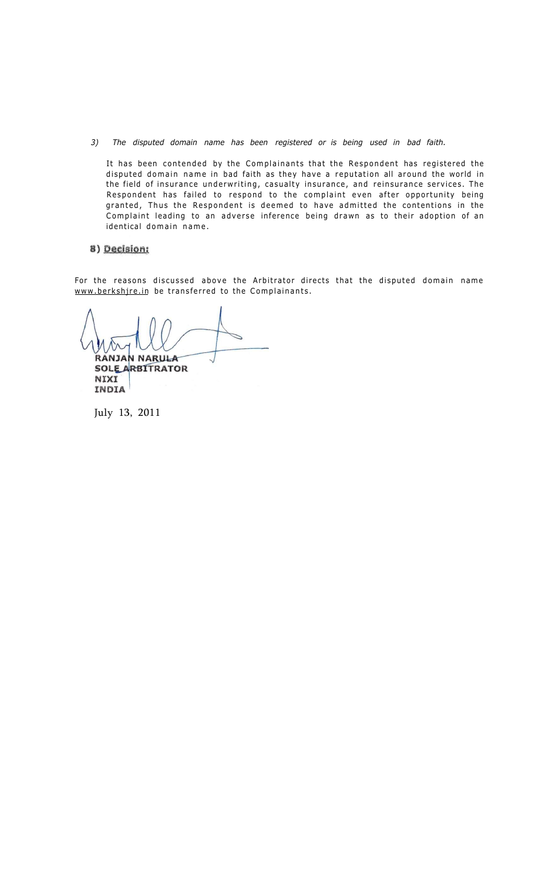*3) The disputed domain name has been registered or is being used in bad faith.*

It has been contended by the Complainants that the Respondent has registered the disputed domain name in bad faith as they have a reputation all around the world in the field of insurance underwriting, casualty insurance, and reinsurance services. The Respondent has failed to respond to the complaint even after opportunity being granted, Thus the Respondent is deemed to have admitted the contentions in the Complaint leading to an adverse inference being drawn as to their adoption of an identical domain name.

**8) Decision:**

For the reasons discussed above the Arbitrator directs that the disputed domain name www.berkshjre.in be transferred to the Complainants.

**RANJAN NARULA**
**SOLE ARBITRATOR**
**NIXI**
**INDIA**

July 13, 2011